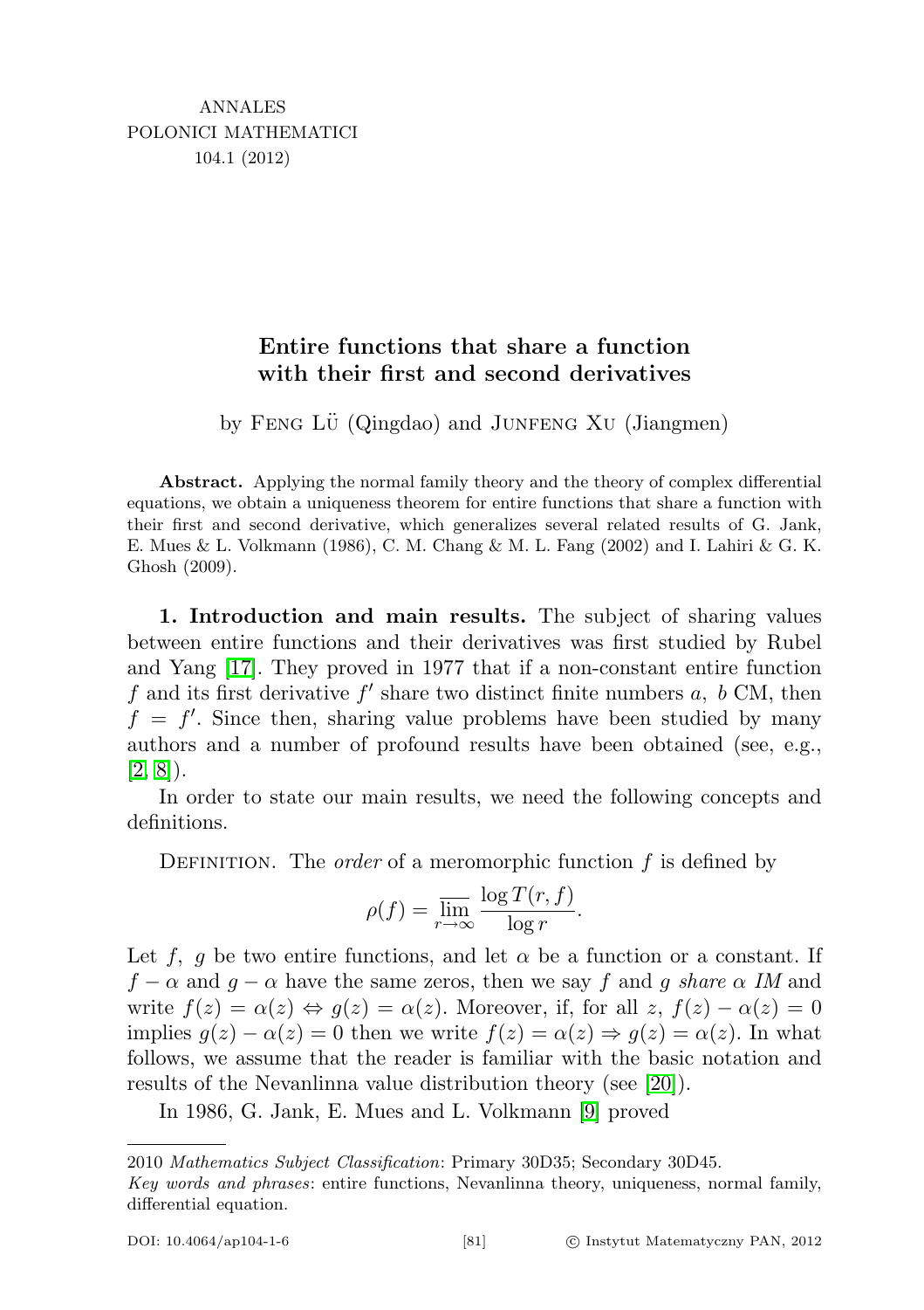# Entire functions that share a function with their first and second derivatives

by FENG LÜ (Qingdao) and JUNFENG XU (Jiangmen)

**Abstract.** Applying the normal family theory and the theory of complex differential equations, we obtain a uniqueness theorem for entire functions that share a function with their first and second derivative, which generalizes several related results of G. Jank, E. Mues & L. Volkmann (1986), C. M. Chang & M. L. Fang (2002) and I. Lahiri & G. K. Ghosh (2009).

**1. Introduction and main results.** The subject of sharing values between entire functions and their derivatives was first studied by Rubel and Yang [17]. They proved in 1977 that if a non-constant entire function $f$ and its first derivative $f'$ share two distinct finite numbers $a$, $b$ CM, then $f = f'$. Since then, sharing value problems have been studied by many authors and a number of profound results have been obtained (see, e.g., [2, 8]).

In order to state our main results, we need the following concepts and definitions.

DEFINITION. The *order* of a meromorphic function $f$ is defined by

$$\rho(f) = \overline{\lim_{r\to\infty}} \frac{\log T(r,f)}{\log r}.$$

Let $f$, $g$ be two entire functions, and let $\alpha$ be a function or a constant. If $f-\alpha$ and $g-\alpha$ have the same zeros, then we say $f$ and $g$ *share* $\alpha$ *IM* and write $f(z) = \alpha(z) \Leftrightarrow g(z) = \alpha(z)$. Moreover, if, for all $z$, $f(z) - \alpha(z) = 0$ implies $g(z) - \alpha(z) = 0$ then we write $f(z) = \alpha(z) \Rightarrow g(z) = \alpha(z)$. In what follows, we assume that the reader is familiar with the basic notation and results of the Nevanlinna value distribution theory (see [20]).

In 1986, G. Jank, E. Mues and L. Volkmann [9] proved

2010 *Mathematics Subject Classification*: Primary 30D35; Secondary 30D45.

*Key words and phrases*: entire functions, Nevanlinna theory, uniqueness, normal family, differential equation.

DOI: 10.4064/ap104-1-6 © Instytut Matematyczny PAN, 2012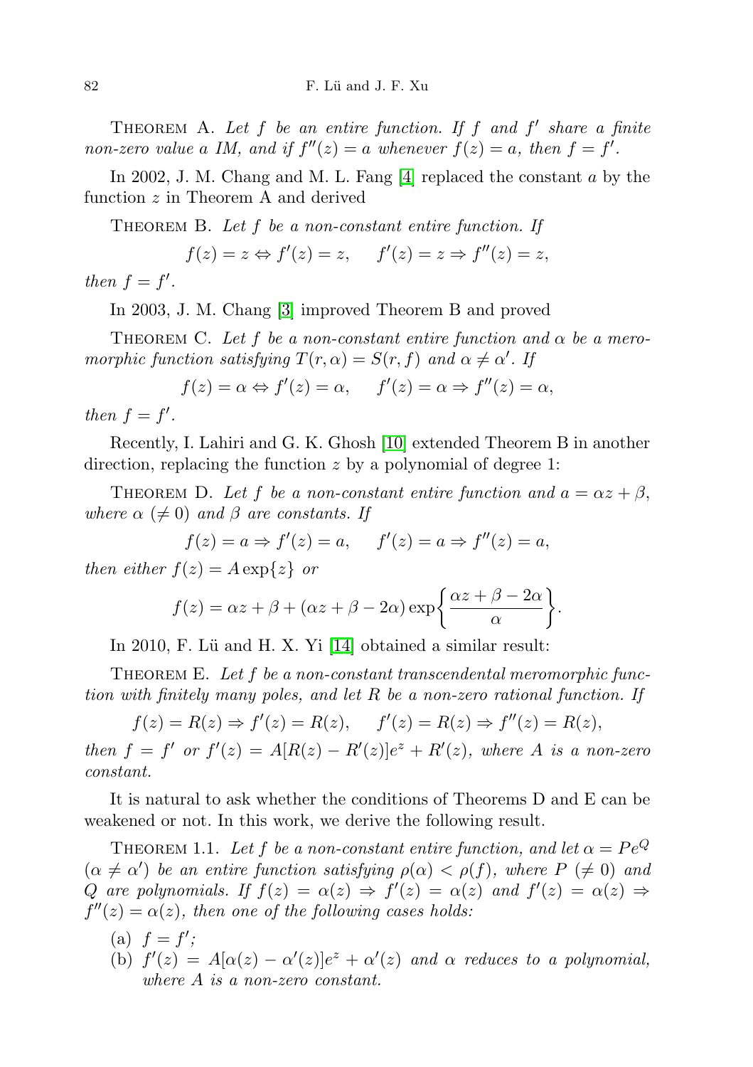Theorem A. *Let $f$ be an entire function. If $f$ and $f'$ share a finite non-zero value $a$ IM, and if $f''(z) = a$ whenever $f(z) = a$, then $f = f'$.*

In 2002, J. M. Chang and M. L. Fang [4] replaced the constant $a$ by the function $z$ in Theorem A and derived

Theorem B. *Let $f$ be a non-constant entire function. If*

$$f(z) = z \Leftrightarrow f'(z) = z, \quad f'(z) = z \Rightarrow f''(z) = z,$$

*then $f = f'$.*

In 2003, J. M. Chang [3] improved Theorem B and proved

Theorem C. *Let $f$ be a non-constant entire function and $\alpha$ be a meromorphic function satisfying $T(r, \alpha) = S(r, f)$ and $\alpha \neq \alpha'$. If*

$$f(z) = \alpha \Leftrightarrow f'(z) = \alpha, \quad f'(z) = \alpha \Rightarrow f''(z) = \alpha,$$

*then $f = f'$.*

Recently, I. Lahiri and G. K. Ghosh [10] extended Theorem B in another direction, replacing the function $z$ by a polynomial of degree 1:

Theorem D. *Let $f$ be a non-constant entire function and $a = \alpha z + \beta$, where $\alpha$ $(\neq 0)$ and $\beta$ are constants. If*

$$f(z) = a \Rightarrow f'(z) = a, \quad f'(z) = a \Rightarrow f''(z) = a,$$

*then either $f(z) = A \exp\{z\}$ or*

$$f(z) = \alpha z + \beta + (\alpha z + \beta - 2\alpha) \exp\left\{\frac{\alpha z + \beta - 2\alpha}{\alpha}\right\}.$$

In 2010, F. Lü and H. X. Yi [14] obtained a similar result:

Theorem E. *Let $f$ be a non-constant transcendental meromorphic function with finitely many poles, and let $R$ be a non-zero rational function. If*

$$f(z) = R(z) \Rightarrow f'(z) = R(z), \quad f'(z) = R(z) \Rightarrow f''(z) = R(z),$$

*then $f = f'$ or $f'(z) = A[R(z) - R'(z)]e^z + R'(z)$, where $A$ is a non-zero constant.*

It is natural to ask whether the conditions of Theorems D and E can be weakened or not. In this work, we derive the following result.

Theorem 1.1. *Let $f$ be a non-constant entire function, and let $\alpha = Pe^Q$ $(\alpha \neq \alpha')$ be an entire function satisfying $\rho(\alpha) < \rho(f)$, where $P$ $(\neq 0)$ and $Q$ are polynomials. If $f(z) = \alpha(z) \Rightarrow f'(z) = \alpha(z)$ and $f'(z) = \alpha(z) \Rightarrow f''(z) = \alpha(z)$, then one of the following cases holds:*

(a) *$f = f'$;*

(b) *$f'(z) = A[\alpha(z) - \alpha'(z)]e^z + \alpha'(z)$ and $\alpha$ reduces to a polynomial, where $A$ is a non-zero constant.*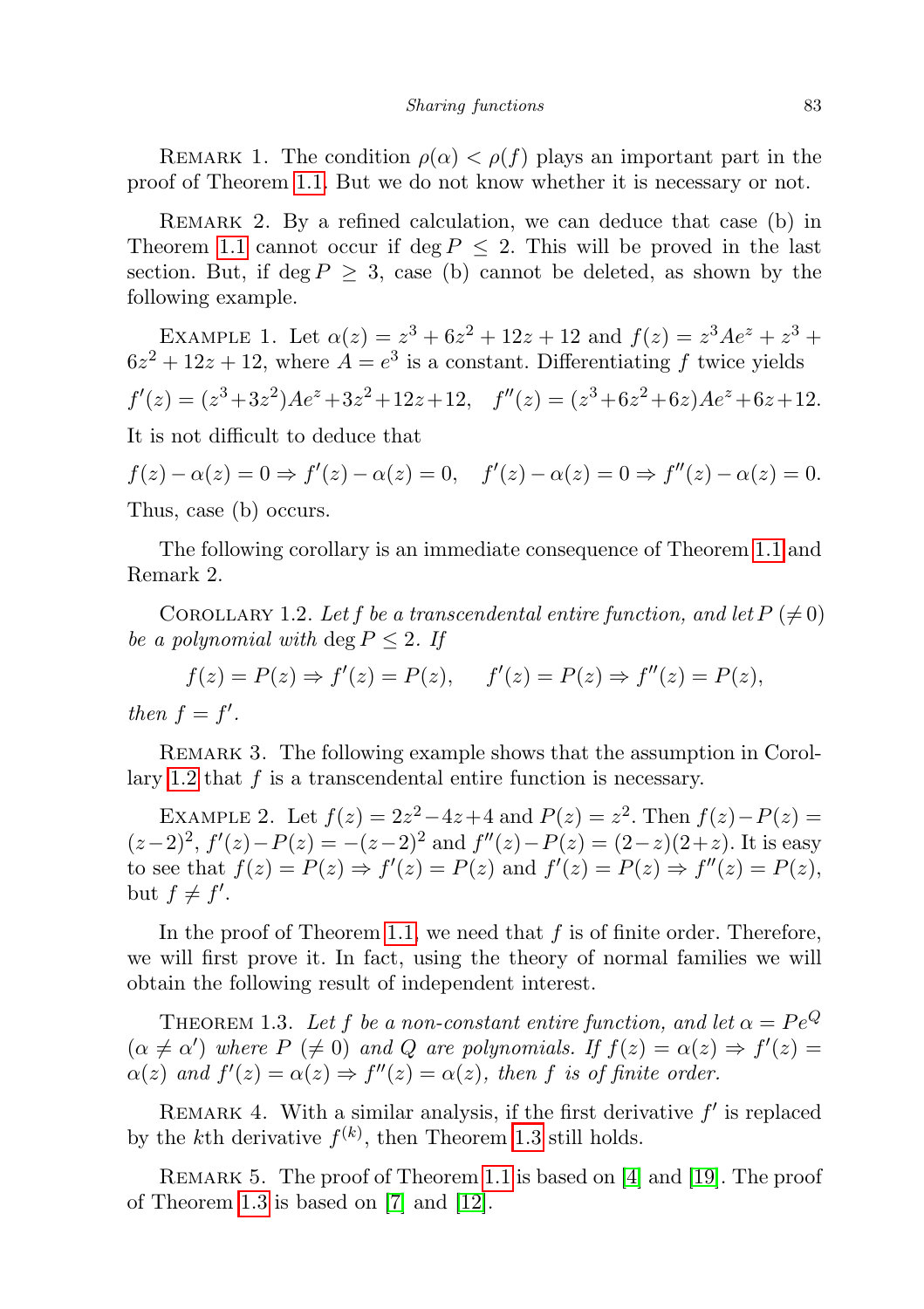Remark 1. The condition $\rho(\alpha) < \rho(f)$ plays an important part in the proof of Theorem 1.1. But we do not know whether it is necessary or not.

Remark 2. By a refined calculation, we can deduce that case (b) in Theorem 1.1 cannot occur if $\deg P \leq 2$. This will be proved in the last section. But, if $\deg P \geq 3$, case (b) cannot be deleted, as shown by the following example.

Example 1. Let $\alpha(z) = z^3 + 6z^2 + 12z + 12$ and $f(z) = z^3 Ae^z + z^3 + 6z^2 + 12z + 12$, where $A = e^3$ is a constant. Differentiating $f$ twice yields

$$f'(z) = (z^3+3z^2)Ae^z+3z^2+12z+12, \quad f''(z) = (z^3+6z^2+6z)Ae^z+6z+12.$$

It is not difficult to deduce that

$$f(z)-\alpha(z) = 0 \Rightarrow f'(z)-\alpha(z) = 0, \quad f'(z)-\alpha(z) = 0 \Rightarrow f''(z)-\alpha(z) = 0.$$

Thus, case (b) occurs.

The following corollary is an immediate consequence of Theorem 1.1 and Remark 2.

Corollary 1.2. *Let $f$ be a transcendental entire function, and let $P$ $(\neq 0)$ be a polynomial with $\deg P \leq 2$. If*

$$f(z) = P(z) \Rightarrow f'(z) = P(z), \qquad f'(z) = P(z) \Rightarrow f''(z) = P(z),$$

*then $f = f'$.*

Remark 3. The following example shows that the assumption in Corollary 1.2 that $f$ is a transcendental entire function is necessary.

Example 2. Let $f(z) = 2z^2-4z+4$ and $P(z) = z^2$. Then $f(z)-P(z) = (z-2)^2$, $f'(z)-P(z) = -(z-2)^2$ and $f''(z)-P(z) = (2-z)(2+z)$. It is easy to see that $f(z) = P(z) \Rightarrow f'(z) = P(z)$ and $f'(z) = P(z) \Rightarrow f''(z) = P(z)$, but $f \neq f'$.

In the proof of Theorem 1.1, we need that $f$ is of finite order. Therefore, we will first prove it. In fact, using the theory of normal families we will obtain the following result of independent interest.

Theorem 1.3. *Let $f$ be a non-constant entire function, and let $\alpha = Pe^Q$ $(\alpha \neq \alpha')$ where $P$ $(\neq 0)$ and $Q$ are polynomials. If $f(z) = \alpha(z) \Rightarrow f'(z) = \alpha(z)$ and $f'(z) = \alpha(z) \Rightarrow f''(z) = \alpha(z)$, then $f$ is of finite order.*

Remark 4. With a similar analysis, if the first derivative $f'$ is replaced by the $k$th derivative $f^{(k)}$, then Theorem 1.3 still holds.

Remark 5. The proof of Theorem 1.1 is based on [4] and [19]. The proof of Theorem 1.3 is based on [7] and [12].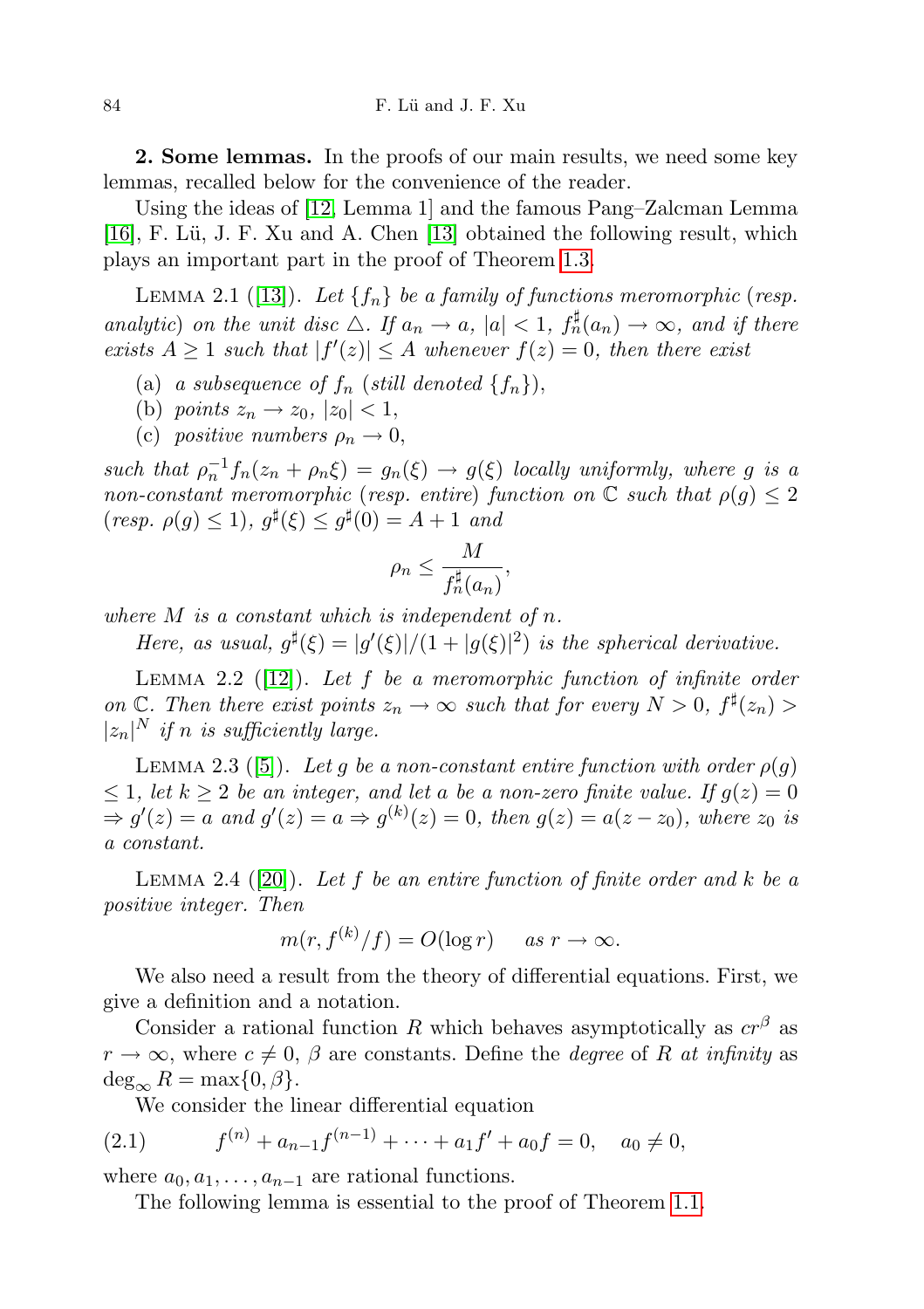**2. Some lemmas.** In the proofs of our main results, we need some key lemmas, recalled below for the convenience of the reader.

Using the ideas of [12, Lemma 1] and the famous Pang–Zalcman Lemma [16], F. Lü, J. F. Xu and A. Chen [13] obtained the following result, which plays an important part in the proof of Theorem 1.3.

Lemma 2.1 ([13]). *Let $\{f_n\}$ be a family of functions meromorphic (resp. analytic) on the unit disc $\triangle$. If $a_n \to a$, $|a| < 1$, $f_n^\sharp(a_n) \to \infty$, and if there exists $A \geq 1$ such that $|f'(z)| \leq A$ whenever $f(z) = 0$, then there exist*

(a) *a subsequence of $f_n$ (still denoted $\{f_n\}$),*
(b) *points $z_n \to z_0$, $|z_0| < 1$,*
(c) *positive numbers $\rho_n \to 0$,*

*such that $\rho_n^{-1} f_n(z_n + \rho_n \xi) = g_n(\xi) \to g(\xi)$ locally uniformly, where $g$ is a non-constant meromorphic (resp. entire) function on $\mathbb{C}$ such that $\rho(g) \leq 2$ (resp. $\rho(g) \leq 1$), $g^\sharp(\xi) \leq g^\sharp(0) = A + 1$ and*

$$\rho_n \leq \frac{M}{f_n^\sharp(a_n)},$$

*where $M$ is a constant which is independent of $n$.*

*Here, as usual, $g^\sharp(\xi) = |g'(\xi)|/(1 + |g(\xi)|^2)$ is the spherical derivative.*

Lemma 2.2 ([12]). *Let $f$ be a meromorphic function of infinite order on $\mathbb{C}$. Then there exist points $z_n \to \infty$ such that for every $N > 0$, $f^\sharp(z_n) > |z_n|^N$ if $n$ is sufficiently large.*

Lemma 2.3 ([5]). *Let $g$ be a non-constant entire function with order $\rho(g) \leq 1$, let $k \geq 2$ be an integer, and let $a$ be a non-zero finite value. If $g(z) = 0 \Rightarrow g'(z) = a$ and $g'(z) = a \Rightarrow g^{(k)}(z) = 0$, then $g(z) = a(z - z_0)$, where $z_0$ is a constant.*

Lemma 2.4 ([20]). *Let $f$ be an entire function of finite order and $k$ be a positive integer. Then*

$$m(r, f^{(k)}/f) = O(\log r) \quad \text{as } r \to \infty.$$

We also need a result from the theory of differential equations. First, we give a definition and a notation.

Consider a rational function $R$ which behaves asymptotically as $cr^\beta$ as $r \to \infty$, where $c \neq 0$, $\beta$ are constants. Define the *degree* of $R$ *at infinity* as $\deg_\infty R = \max\{0, \beta\}$.

We consider the linear differential equation

$$f^{(n)} + a_{n-1} f^{(n-1)} + \cdots + a_1 f' + a_0 f = 0, \quad a_0 \neq 0, \tag{2.1}$$

where $a_0, a_1, \ldots, a_{n-1}$ are rational functions.

The following lemma is essential to the proof of Theorem 1.1.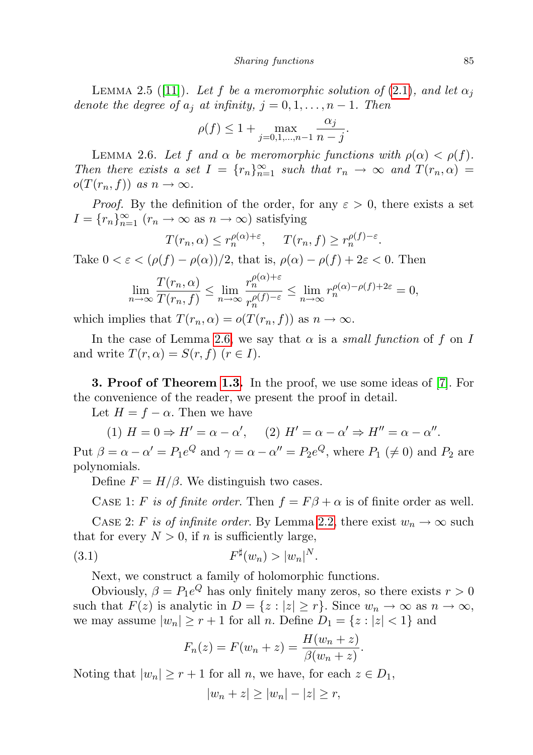Lemma 2.5 ([11]). *Let $f$ be a meromorphic solution of (2.1), and let $\alpha_j$ denote the degree of $a_j$ at infinity, $j = 0, 1, \ldots, n-1$. Then*

$$\rho(f) \leq 1 + \max_{j=0,1,\ldots,n-1} \frac{\alpha_j}{n-j}.$$

Lemma 2.6. *Let $f$ and $\alpha$ be meromorphic functions with $\rho(\alpha) < \rho(f)$. Then there exists a set $I = \{r_n\}_{n=1}^{\infty}$ such that $r_n \to \infty$ and $T(r_n, \alpha) = o(T(r_n, f))$ as $n \to \infty$.*

*Proof.* By the definition of the order, for any $\varepsilon > 0$, there exists a set $I = \{r_n\}_{n=1}^{\infty}$ ($r_n \to \infty$ as $n \to \infty$) satisfying

$$T(r_n, \alpha) \leq r_n^{\rho(\alpha)+\varepsilon}, \quad T(r_n, f) \geq r_n^{\rho(f)-\varepsilon}.$$

Take $0 < \varepsilon < (\rho(f) - \rho(\alpha))/2$, that is, $\rho(\alpha) - \rho(f) + 2\varepsilon < 0$. Then

$$\lim_{n\to\infty} \frac{T(r_n, \alpha)}{T(r_n, f)} \leq \lim_{n\to\infty} \frac{r_n^{\rho(\alpha)+\varepsilon}}{r_n^{\rho(f)-\varepsilon}} \leq \lim_{n\to\infty} r_n^{\rho(\alpha)-\rho(f)+2\varepsilon} = 0,$$

which implies that $T(r_n, \alpha) = o(T(r_n, f))$ as $n \to \infty$.

In the case of Lemma 2.6, we say that $\alpha$ is a *small function* of $f$ on $I$ and write $T(r, \alpha) = S(r, f)$ $(r \in I)$.

## 3. Proof of Theorem 1.3.

In the proof, we use some ideas of [7]. For the convenience of the reader, we present the proof in detail.

Let $H = f - \alpha$. Then we have

$$(1)\ H = 0 \Rightarrow H' = \alpha - \alpha', \quad (2)\ H' = \alpha - \alpha' \Rightarrow H'' = \alpha - \alpha''.$$

Put $\beta = \alpha - \alpha' = P_1 e^Q$ and $\gamma = \alpha - \alpha'' = P_2 e^Q$, where $P_1$ ($\neq 0$) and $P_2$ are polynomials.

Define $F = H/\beta$. We distinguish two cases.

Case 1: *$F$ is of finite order.* Then $f = F\beta + \alpha$ is of finite order as well.

Case 2: *$F$ is of infinite order.* By Lemma 2.2, there exist $w_n \to \infty$ such that for every $N > 0$, if $n$ is sufficiently large,

$$F^{\sharp}(w_n) > |w_n|^N. \tag{3.1}$$

Next, we construct a family of holomorphic functions.

Obviously, $\beta = P_1 e^Q$ has only finitely many zeros, so there exists $r > 0$ such that $F(z)$ is analytic in $D = \{z : |z| \geq r\}$. Since $w_n \to \infty$ as $n \to \infty$, we may assume $|w_n| \geq r + 1$ for all $n$. Define $D_1 = \{z : |z| < 1\}$ and

$$F_n(z) = F(w_n + z) = \frac{H(w_n + z)}{\beta(w_n + z)}.$$

Noting that $|w_n| \geq r + 1$ for all $n$, we have, for each $z \in D_1$,

$$|w_n + z| \geq |w_n| - |z| \geq r,$$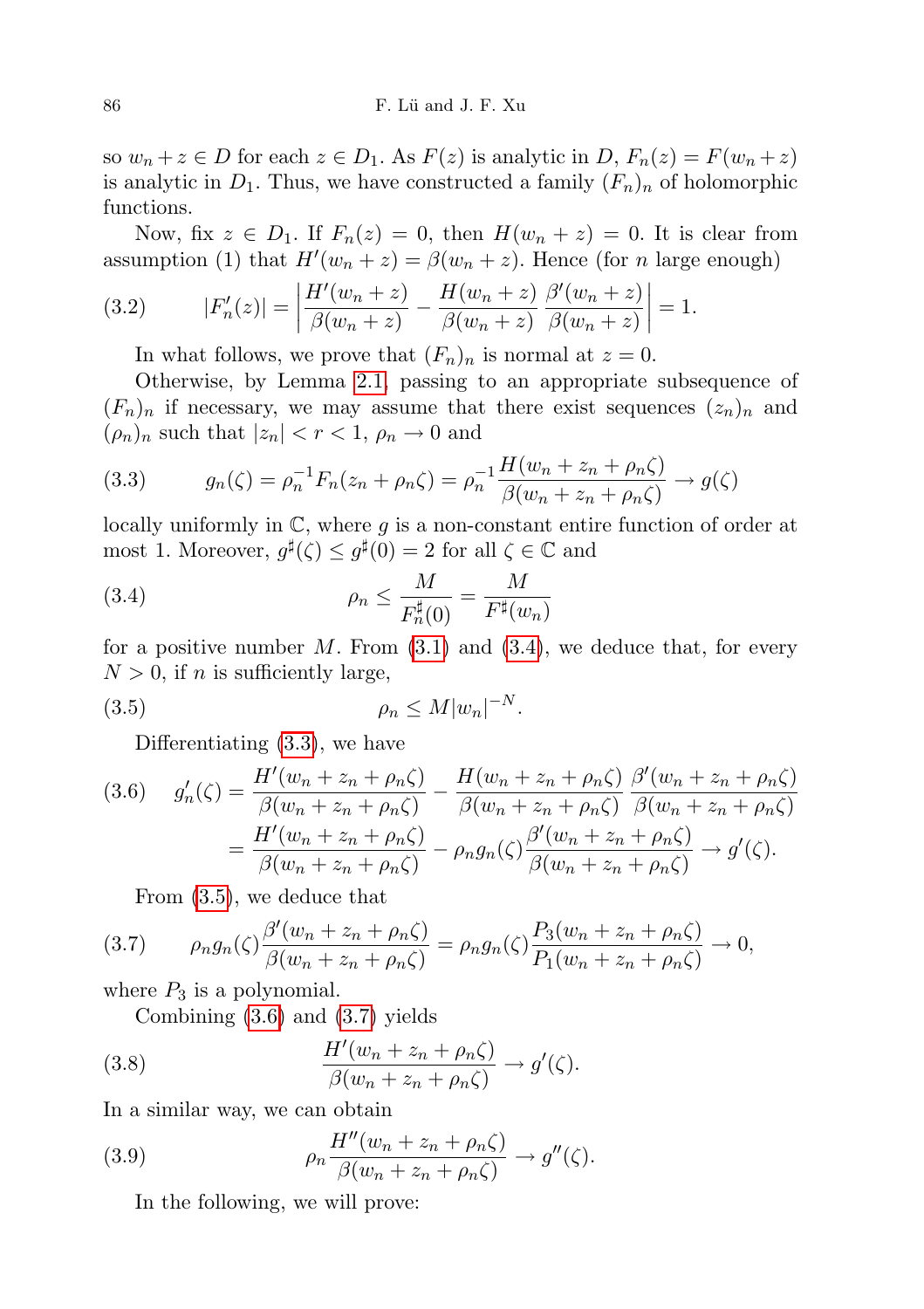so $w_n + z \in D$ for each $z \in D_1$. As $F(z)$ is analytic in $D$, $F_n(z) = F(w_n + z)$ is analytic in $D_1$. Thus, we have constructed a family $(F_n)_n$ of holomorphic functions.

Now, fix $z \in D_1$. If $F_n(z) = 0$, then $H(w_n + z) = 0$. It is clear from assumption (1) that $H'(w_n + z) = \beta(w_n + z)$. Hence (for $n$ large enough)

$$
|F_n'(z)| = \left| \frac{H'(w_n + z)}{\beta(w_n + z)} - \frac{H(w_n + z)}{\beta(w_n + z)} \frac{\beta'(w_n + z)}{\beta(w_n + z)} \right| = 1. \tag{3.2}
$$

In what follows, we prove that $(F_n)_n$ is normal at $z = 0$.

Otherwise, by Lemma 2.1, passing to an appropriate subsequence of $(F_n)_n$ if necessary, we may assume that there exist sequences $(z_n)_n$ and $(\rho_n)_n$ such that $|z_n| < r < 1$, $\rho_n \to 0$ and

$$
g_n(\zeta) = \rho_n^{-1} F_n(z_n + \rho_n \zeta) = \rho_n^{-1} \frac{H(w_n + z_n + \rho_n \zeta)}{\beta(w_n + z_n + \rho_n \zeta)} \to g(\zeta) \tag{3.3}
$$

locally uniformly in $\mathbb{C}$, where $g$ is a non-constant entire function of order at most 1. Moreover, $g^\sharp(\zeta) \le g^\sharp(0) = 2$ for all $\zeta \in \mathbb{C}$ and

$$
\rho_n \le \frac{M}{F_n^\sharp(0)} = \frac{M}{F^\sharp(w_n)} \tag{3.4}
$$

for a positive number $M$. From (3.1) and (3.4), we deduce that, for every $N > 0$, if $n$ is sufficiently large,

$$
\rho_n \le M |w_n|^{-N}. \tag{3.5}
$$

Differentiating (3.3), we have

$$
\begin{aligned}
g_n'(\zeta) &= \frac{H'(w_n + z_n + \rho_n \zeta)}{\beta(w_n + z_n + \rho_n \zeta)} - \frac{H(w_n + z_n + \rho_n \zeta)}{\beta(w_n + z_n + \rho_n \zeta)} \frac{\beta'(w_n + z_n + \rho_n \zeta)}{\beta(w_n + z_n + \rho_n \zeta)} \\
&= \frac{H'(w_n + z_n + \rho_n \zeta)}{\beta(w_n + z_n + \rho_n \zeta)} - \rho_n g_n(\zeta) \frac{\beta'(w_n + z_n + \rho_n \zeta)}{\beta(w_n + z_n + \rho_n \zeta)} \to g'(\zeta).
\end{aligned} \tag{3.6}
$$

From (3.5), we deduce that

$$
\rho_n g_n(\zeta) \frac{\beta'(w_n + z_n + \rho_n \zeta)}{\beta(w_n + z_n + \rho_n \zeta)} = \rho_n g_n(\zeta) \frac{P_3(w_n + z_n + \rho_n \zeta)}{P_1(w_n + z_n + \rho_n \zeta)} \to 0, \tag{3.7}
$$

where $P_3$ is a polynomial.

Combining (3.6) and (3.7) yields

$$
\frac{H'(w_n + z_n + \rho_n \zeta)}{\beta(w_n + z_n + \rho_n \zeta)} \to g'(\zeta). \tag{3.8}
$$

In a similar way, we can obtain

$$
\rho_n \frac{H''(w_n + z_n + \rho_n \zeta)}{\beta(w_n + z_n + \rho_n \zeta)} \to g''(\zeta). \tag{3.9}
$$

In the following, we will prove: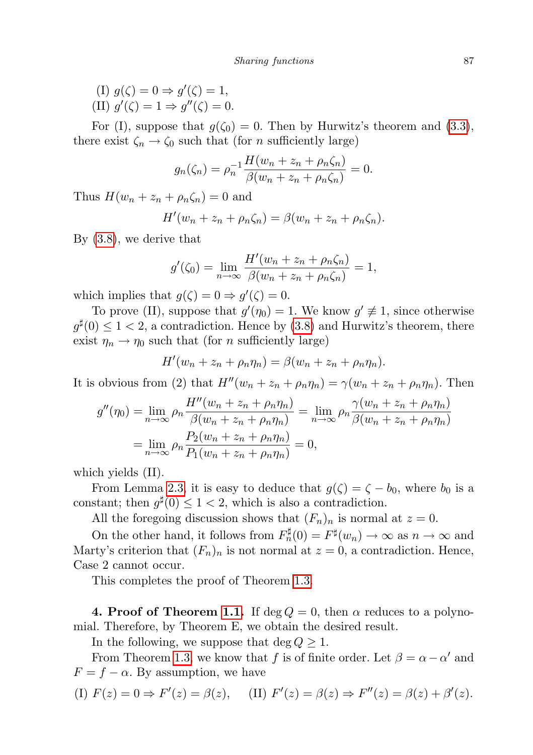(I) $g(\zeta) = 0 \Rightarrow g'(\zeta) = 1$,
(II) $g'(\zeta) = 1 \Rightarrow g''(\zeta) = 0$.

For (I), suppose that $g(\zeta_0) = 0$. Then by Hurwitz's theorem and (3.3), there exist $\zeta_n \to \zeta_0$ such that (for $n$ sufficiently large)

$$g_n(\zeta_n) = \rho_n^{-1} \frac{H(w_n + z_n + \rho_n \zeta_n)}{\beta(w_n + z_n + \rho_n \zeta_n)} = 0.$$

Thus $H(w_n + z_n + \rho_n \zeta_n) = 0$ and

$$H'(w_n + z_n + \rho_n \zeta_n) = \beta(w_n + z_n + \rho_n \zeta_n).$$

By (3.8), we derive that

$$g'(\zeta_0) = \lim_{n\to\infty} \frac{H'(w_n + z_n + \rho_n \zeta_n)}{\beta(w_n + z_n + \rho_n \zeta_n)} = 1,$$

which implies that $g(\zeta) = 0 \Rightarrow g'(\zeta) = 0$.

To prove (II), suppose that $g'(\eta_0) = 1$. We know $g' \not\equiv 1$, since otherwise $g^\sharp(0) \le 1 < 2$, a contradiction. Hence by (3.8) and Hurwitz's theorem, there exist $\eta_n \to \eta_0$ such that (for $n$ sufficiently large)

$$H'(w_n + z_n + \rho_n \eta_n) = \beta(w_n + z_n + \rho_n \eta_n).$$

It is obvious from (2) that $H''(w_n + z_n + \rho_n \eta_n) = \gamma(w_n + z_n + \rho_n \eta_n)$. Then

$$\begin{aligned} g''(\eta_0) &= \lim_{n\to\infty} \rho_n \frac{H''(w_n + z_n + \rho_n \eta_n)}{\beta(w_n + z_n + \rho_n \eta_n)} = \lim_{n\to\infty} \rho_n \frac{\gamma(w_n + z_n + \rho_n \eta_n)}{\beta(w_n + z_n + \rho_n \eta_n)} \\ &= \lim_{n\to\infty} \rho_n \frac{P_2(w_n + z_n + \rho_n \eta_n)}{P_1(w_n + z_n + \rho_n \eta_n)} = 0, \end{aligned}$$

which yields (II).

From Lemma 2.3, it is easy to deduce that $g(\zeta) = \zeta - b_0$, where $b_0$ is a constant; then $g^\sharp(0) \le 1 < 2$, which is also a contradiction.

All the foregoing discussion shows that $(F_n)_n$ is normal at $z = 0$.

On the other hand, it follows from $F_n^\sharp(0) = F^\sharp(w_n) \to \infty$ as $n \to \infty$ and Marty's criterion that $(F_n)_n$ is not normal at $z = 0$, a contradiction. Hence, Case 2 cannot occur.

This completes the proof of Theorem 1.3.

**4. Proof of Theorem 1.1.** If $\deg Q = 0$, then $\alpha$ reduces to a polynomial. Therefore, by Theorem E, we obtain the desired result.

In the following, we suppose that $\deg Q \ge 1$.

From Theorem 1.3, we know that $f$ is of finite order. Let $\beta = \alpha - \alpha'$ and $F = f - \alpha$. By assumption, we have

(I) $F(z) = 0 \Rightarrow F'(z) = \beta(z)$, $\qquad$ (II) $F'(z) = \beta(z) \Rightarrow F''(z) = \beta(z) + \beta'(z)$.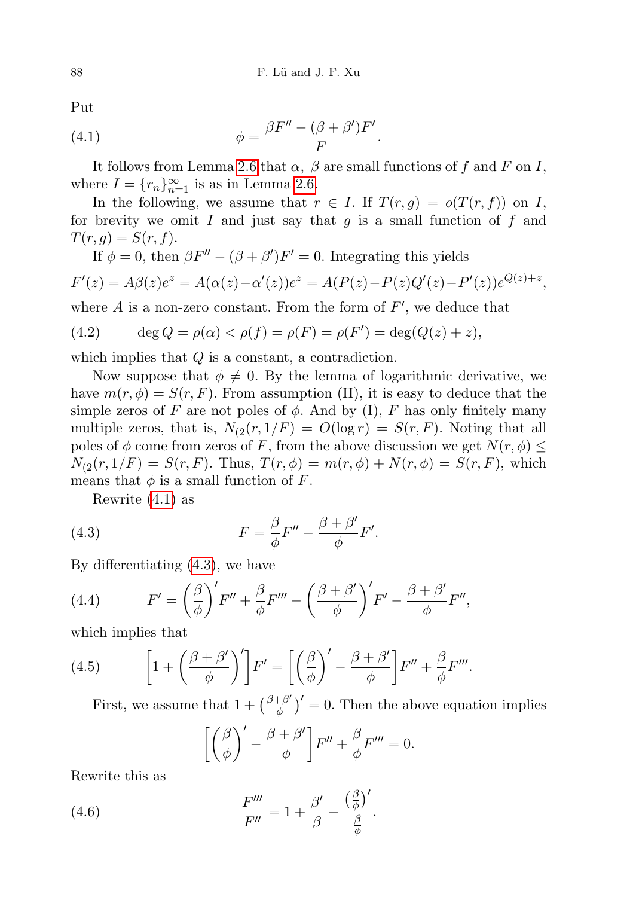Put

$$\phi = \frac{\beta F'' - (\beta + \beta')F'}{F}. \tag{4.1}$$

It follows from Lemma 2.6 that $\alpha$, $\beta$ are small functions of $f$ and $F$ on $I$, where $I = \{r_n\}_{n=1}^{\infty}$ is as in Lemma 2.6.

In the following, we assume that $r \in I$. If $T(r, g) = o(T(r, f))$ on $I$, for brevity we omit $I$ and just say that $g$ is a small function of $f$ and $T(r, g) = S(r, f)$.

If $\phi = 0$, then $\beta F'' - (\beta + \beta')F' = 0$. Integrating this yields

$$F'(z) = A\beta(z)e^z = A(\alpha(z) - \alpha'(z))e^z = A(P(z) - P(z)Q'(z) - P'(z))e^{Q(z)+z},$$

where $A$ is a non-zero constant. From the form of $F'$, we deduce that

$$\deg Q = \rho(\alpha) < \rho(f) = \rho(F) = \rho(F') = \deg(Q(z) + z), \tag{4.2}$$

which implies that $Q$ is a constant, a contradiction.

Now suppose that $\phi \not\equiv 0$. By the lemma of logarithmic derivative, we have $m(r, \phi) = S(r, F)$. From assumption (II), it is easy to deduce that the simple zeros of $F$ are not poles of $\phi$. And by (I), $F$ has only finitely many multiple zeros, that is, $N_{(2}(r, 1/F) = O(\log r) = S(r, F)$. Noting that all poles of $\phi$ come from zeros of $F$, from the above discussion we get $N(r, \phi) \le N_{(2}(r, 1/F) = S(r, F)$. Thus, $T(r, \phi) = m(r, \phi) + N(r, \phi) = S(r, F)$, which means that $\phi$ is a small function of $F$.

Rewrite (4.1) as

$$F = \frac{\beta}{\phi}F'' - \frac{\beta + \beta'}{\phi}F'. \tag{4.3}$$

By differentiating (4.3), we have

$$F' = \left(\frac{\beta}{\phi}\right)' F'' + \frac{\beta}{\phi}F''' - \left(\frac{\beta + \beta'}{\phi}\right)' F' - \frac{\beta + \beta'}{\phi}F'', \tag{4.4}$$

which implies that

$$\left[1 + \left(\frac{\beta + \beta'}{\phi}\right)'\right] F' = \left[\left(\frac{\beta}{\phi}\right)' - \frac{\beta + \beta'}{\phi}\right] F'' + \frac{\beta}{\phi}F'''. \tag{4.5}$$

First, we assume that $1 + \left(\frac{\beta+\beta'}{\phi}\right)' = 0$. Then the above equation implies

$$\left[\left(\frac{\beta}{\phi}\right)' - \frac{\beta + \beta'}{\phi}\right] F'' + \frac{\beta}{\phi}F''' = 0.$$

Rewrite this as

$$\frac{F'''}{F''} = 1 + \frac{\beta'}{\beta} - \frac{\left(\frac{\beta}{\phi}\right)'}{\frac{\beta}{\phi}}. \tag{4.6}$$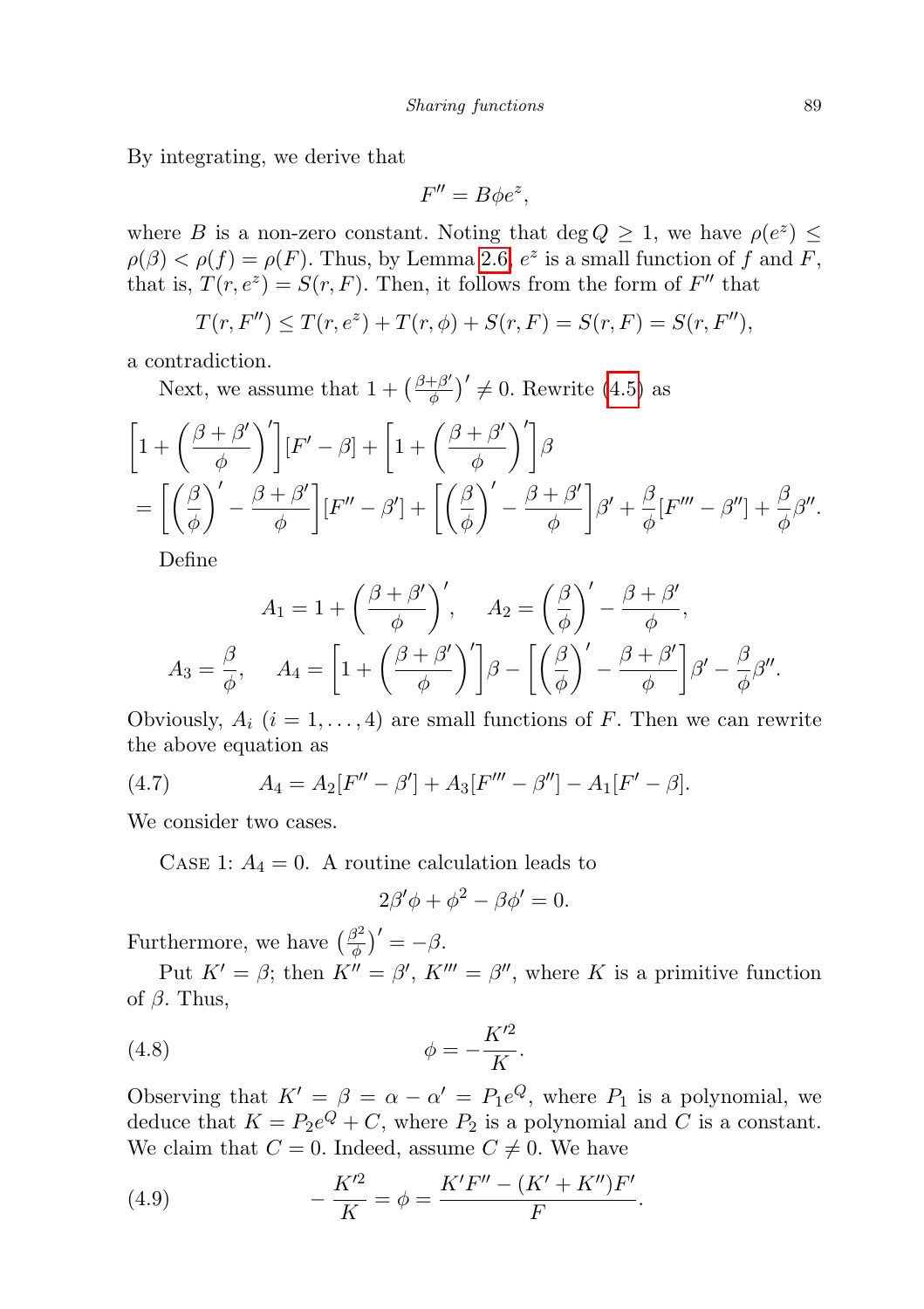By integrating, we derive that

$$F'' = B\phi e^{z},$$

where $B$ is a non-zero constant. Noting that $\deg Q \geq 1$, we have $\rho(e^{z}) \leq \rho(\beta) < \rho(f) = \rho(F)$. Thus, by Lemma 2.6, $e^{z}$ is a small function of $f$ and $F$, that is, $T(r, e^{z}) = S(r, F)$. Then, it follows from the form of $F''$ that

$$T(r, F'') \leq T(r, e^{z}) + T(r, \phi) + S(r, F) = S(r, F) = S(r, F''),$$

a contradiction.

Next, we assume that $1 + \left(\frac{\beta+\beta'}{\phi}\right)' \not\equiv 0$. Rewrite (4.5) as

$$\left[1 + \left(\frac{\beta+\beta'}{\phi}\right)'\right][F' - \beta] + \left[1 + \left(\frac{\beta+\beta'}{\phi}\right)'\right]\beta$$
$$= \left[\left(\frac{\beta}{\phi}\right)' - \frac{\beta+\beta'}{\phi}\right][F'' - \beta'] + \left[\left(\frac{\beta}{\phi}\right)' - \frac{\beta+\beta'}{\phi}\right]\beta' + \frac{\beta}{\phi}[F''' - \beta''] + \frac{\beta}{\phi}\beta''.$$

Define

$$A_1 = 1 + \left(\frac{\beta+\beta'}{\phi}\right)', \quad A_2 = \left(\frac{\beta}{\phi}\right)' - \frac{\beta+\beta'}{\phi},$$
$$A_3 = \frac{\beta}{\phi}, \quad A_4 = \left[1 + \left(\frac{\beta+\beta'}{\phi}\right)'\right]\beta - \left[\left(\frac{\beta}{\phi}\right)' - \frac{\beta+\beta'}{\phi}\right]\beta' - \frac{\beta}{\phi}\beta''.$$

Obviously, $A_i$ $(i = 1, \ldots, 4)$ are small functions of $F$. Then we can rewrite the above equation as

$$A_4 = A_2[F'' - \beta'] + A_3[F''' - \beta''] - A_1[F' - \beta]. \tag{4.7}$$

We consider two cases.

Case 1: $A_4 \equiv 0$. A routine calculation leads to

$$2\beta'\phi + \phi^2 - \beta\phi' = 0.$$

Furthermore, we have $\left(\frac{\beta^2}{\phi}\right)' = -\beta$.

Put $K' = \beta$; then $K'' = \beta'$, $K''' = \beta''$, where $K$ is a primitive function of $\beta$. Thus,

$$\phi = -\frac{K'^2}{K}. \tag{4.8}$$

Observing that $K' = \beta = \alpha - \alpha' = P_1 e^{Q}$, where $P_1$ is a polynomial, we deduce that $K = P_2 e^{Q} + C$, where $P_2$ is a polynomial and $C$ is a constant. We claim that $C = 0$. Indeed, assume $C \neq 0$. We have

$$-\frac{K'^2}{K} = \phi = \frac{K'F'' - (K' + K'')F'}{F}. \tag{4.9}$$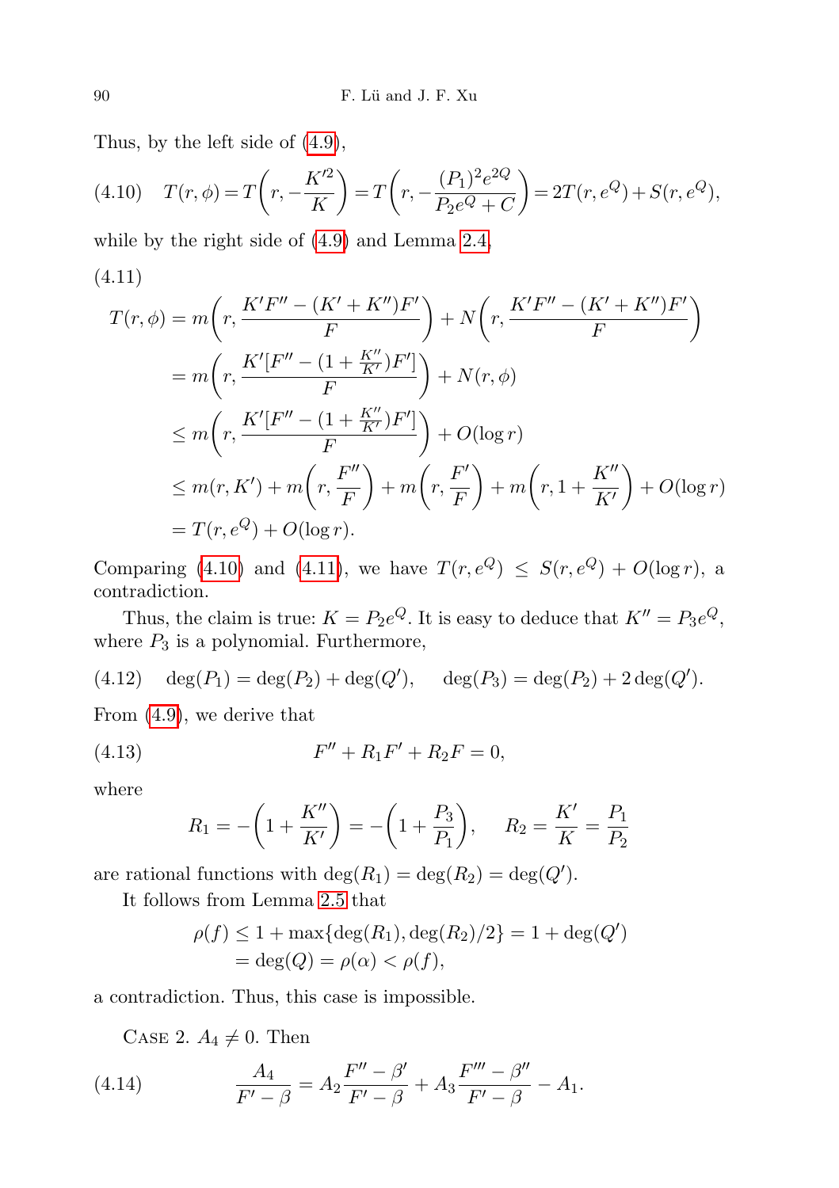Thus, by the left side of (4.9),

$$T(r,\phi) = T\left(r, -\frac{K'^2}{K}\right) = T\left(r, -\frac{(P_1)^2 e^{2Q}}{P_2 e^Q + C}\right) = 2T(r, e^Q) + S(r, e^Q), \tag{4.10}$$

while by the right side of (4.9) and Lemma 2.4,

$$\begin{aligned}
T(r,\phi) &= m\left(r, \frac{K'F'' - (K' + K'')F'}{F}\right) + N\left(r, \frac{K'F'' - (K' + K'')F'}{F}\right) \\
&= m\left(r, \frac{K'[F'' - (1 + \frac{K''}{K'})F']}{F}\right) + N(r,\phi) \\
&\le m\left(r, \frac{K'[F'' - (1 + \frac{K''}{K'})F']}{F}\right) + O(\log r) \\
&\le m(r, K') + m\left(r, \frac{F''}{F}\right) + m\left(r, \frac{F'}{F}\right) + m\left(r, 1 + \frac{K''}{K'}\right) + O(\log r) \\
&= T(r, e^Q) + O(\log r).
\end{aligned} \tag{4.11}$$

Comparing (4.10) and (4.11), we have $T(r, e^Q) \le S(r, e^Q) + O(\log r)$, a contradiction.

Thus, the claim is true: $K = P_2 e^Q$. It is easy to deduce that $K'' = P_3 e^Q$, where $P_3$ is a polynomial. Furthermore,

$$\deg(P_1) = \deg(P_2) + \deg(Q'), \qquad \deg(P_3) = \deg(P_2) + 2\deg(Q'). \tag{4.12}$$

From (4.9), we derive that

$$F'' + R_1 F' + R_2 F = 0, \tag{4.13}$$

where

$$R_1 = -\left(1 + \frac{K''}{K'}\right) = -\left(1 + \frac{P_3}{P_1}\right), \qquad R_2 = \frac{K'}{K} = \frac{P_1}{P_2}$$

are rational functions with $\deg(R_1) = \deg(R_2) = \deg(Q')$.

It follows from Lemma 2.5 that

$$\begin{aligned}
\rho(f) &\le 1 + \max\{\deg(R_1), \deg(R_2)/2\} = 1 + \deg(Q') \\
&= \deg(Q) = \rho(\alpha) < \rho(f),
\end{aligned}$$

a contradiction. Thus, this case is impossible.

Case 2. $A_4 \ne 0$. Then

$$\frac{A_4}{F' - \beta} = A_2 \frac{F'' - \beta'}{F' - \beta} + A_3 \frac{F''' - \beta''}{F' - \beta} - A_1. \tag{4.14}$$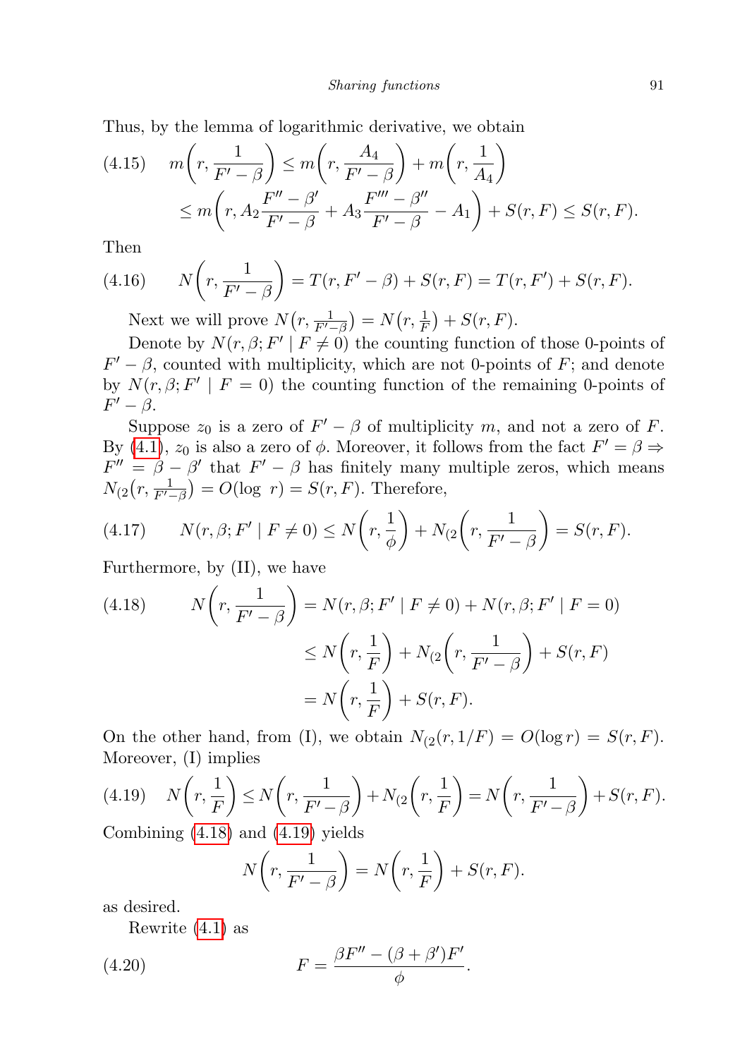Thus, by the lemma of logarithmic derivative, we obtain

$$
\begin{aligned}
(4.15)\qquad m\left(r, \frac{1}{F'-\beta}\right) &\le m\left(r, \frac{A_4}{F'-\beta}\right) + m\left(r, \frac{1}{A_4}\right) \\
&\le m\left(r, A_2\frac{F''-\beta'}{F'-\beta} + A_3\frac{F'''-\beta''}{F'-\beta} - A_1\right) + S(r,F) \le S(r,F).
\end{aligned}
$$

Then

$$
(4.16)\qquad N\left(r, \frac{1}{F'-\beta}\right) = T(r, F'-\beta) + S(r,F) = T(r,F') + S(r,F).
$$

Next we will prove $N\left(r, \frac{1}{F'-\beta}\right) = N\left(r, \frac{1}{F}\right) + S(r,F)$.

Denote by $N(r,\beta;F' \mid F \neq 0)$ the counting function of those 0-points of $F'-\beta$, counted with multiplicity, which are not 0-points of $F$; and denote by $N(r,\beta;F' \mid F = 0)$ the counting function of the remaining 0-points of $F'-\beta$.

Suppose $z_0$ is a zero of $F'-\beta$ of multiplicity $m$, and not a zero of $F$. By (4.1), $z_0$ is also a zero of $\phi$. Moreover, it follows from the fact $F'=\beta \Rightarrow F''=\beta-\beta'$ that $F'-\beta$ has finitely many multiple zeros, which means $N_{(2}\left(r, \frac{1}{F'-\beta}\right) = O(\log\ r) = S(r,F)$. Therefore,

$$
(4.17)\qquad N(r,\beta;F' \mid F\neq 0) \le N\left(r, \frac{1}{\phi}\right) + N_{(2}\left(r, \frac{1}{F'-\beta}\right) = S(r,F).
$$

Furthermore, by (II), we have

$$
\begin{aligned}
(4.18)\qquad N\left(r, \frac{1}{F'-\beta}\right) &= N(r,\beta;F' \mid F\neq 0) + N(r,\beta;F' \mid F = 0) \\
&\le N\left(r, \frac{1}{F}\right) + N_{(2}\left(r, \frac{1}{F'-\beta}\right) + S(r,F) \\
&= N\left(r, \frac{1}{F}\right) + S(r,F).
\end{aligned}
$$

On the other hand, from (I), we obtain $N_{(2}(r, 1/F) = O(\log r) = S(r,F)$. Moreover, (I) implies

$$
(4.19)\qquad N\left(r, \frac{1}{F}\right) \le N\left(r, \frac{1}{F'-\beta}\right) + N_{(2}\left(r, \frac{1}{F}\right) = N\left(r, \frac{1}{F'-\beta}\right) + S(r,F).
$$

Combining (4.18) and (4.19) yields

$$
N\left(r, \frac{1}{F'-\beta}\right) = N\left(r, \frac{1}{F}\right) + S(r,F).
$$

as desired.

Rewrite (4.1) as

$$
(4.20)\qquad F = \frac{\beta F'' - (\beta+\beta')F'}{\phi}.
$$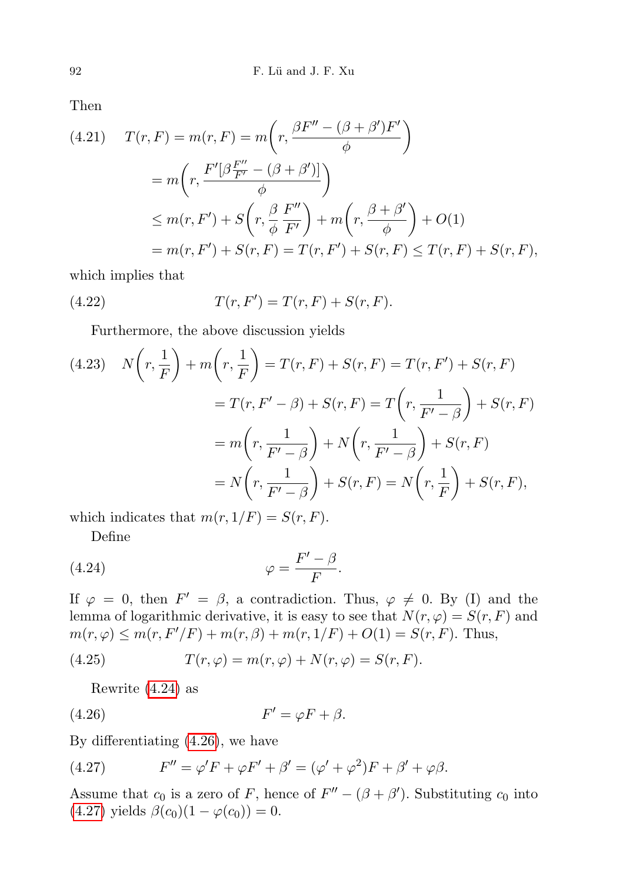Then

$$
\begin{aligned}
(4.21)\quad T(r,F) = m(r,F) &= m\left(r, \frac{\beta F'' - (\beta+\beta')F'}{\phi}\right) \\
&= m\left(r, \frac{F'[\beta\frac{F''}{F'} - (\beta+\beta')]}{\phi}\right) \\
&\leq m(r,F') + S\left(r, \frac{\beta}{\phi}\,\frac{F''}{F'}\right) + m\left(r, \frac{\beta+\beta'}{\phi}\right) + O(1) \\
&= m(r,F') + S(r,F) = T(r,F') + S(r,F) \leq T(r,F) + S(r,F),
\end{aligned}
$$

which implies that

$$
(4.22)\qquad T(r,F') = T(r,F) + S(r,F).
$$

Furthermore, the above discussion yields

$$
\begin{aligned}
(4.23)\quad N\left(r, \frac{1}{F}\right) + m\left(r, \frac{1}{F}\right) &= T(r,F) + S(r,F) = T(r,F') + S(r,F) \\
&= T(r, F'-\beta) + S(r,F) = T\left(r, \frac{1}{F'-\beta}\right) + S(r,F) \\
&= m\left(r, \frac{1}{F'-\beta}\right) + N\left(r, \frac{1}{F'-\beta}\right) + S(r,F) \\
&= N\left(r, \frac{1}{F'-\beta}\right) + S(r,F) = N\left(r, \frac{1}{F}\right) + S(r,F),
\end{aligned}
$$

which indicates that $m(r,1/F) = S(r,F)$.

Define

$$
(4.24)\qquad \varphi = \frac{F'-\beta}{F}.
$$

If $\varphi = 0$, then $F' = \beta$, a contradiction. Thus, $\varphi \not\equiv 0$. By (I) and the lemma of logarithmic derivative, it is easy to see that $N(r,\varphi) = S(r,F)$ and $m(r,\varphi) \leq m(r,F'/F) + m(r,\beta) + m(r,1/F) + O(1) = S(r,F)$. Thus,

$$
(4.25)\qquad T(r,\varphi) = m(r,\varphi) + N(r,\varphi) = S(r,F).
$$

Rewrite (4.24) as

$$
(4.26)\qquad F' = \varphi F + \beta.
$$

By differentiating (4.26), we have

$$
(4.27)\qquad F'' = \varphi' F + \varphi F' + \beta' = (\varphi' + \varphi^2)F + \beta' + \varphi\beta.
$$

Assume that $c_0$ is a zero of $F$, hence of $F'' - (\beta+\beta')$. Substituting $c_0$ into (4.27) yields $\beta(c_0)(1-\varphi(c_0)) = 0$.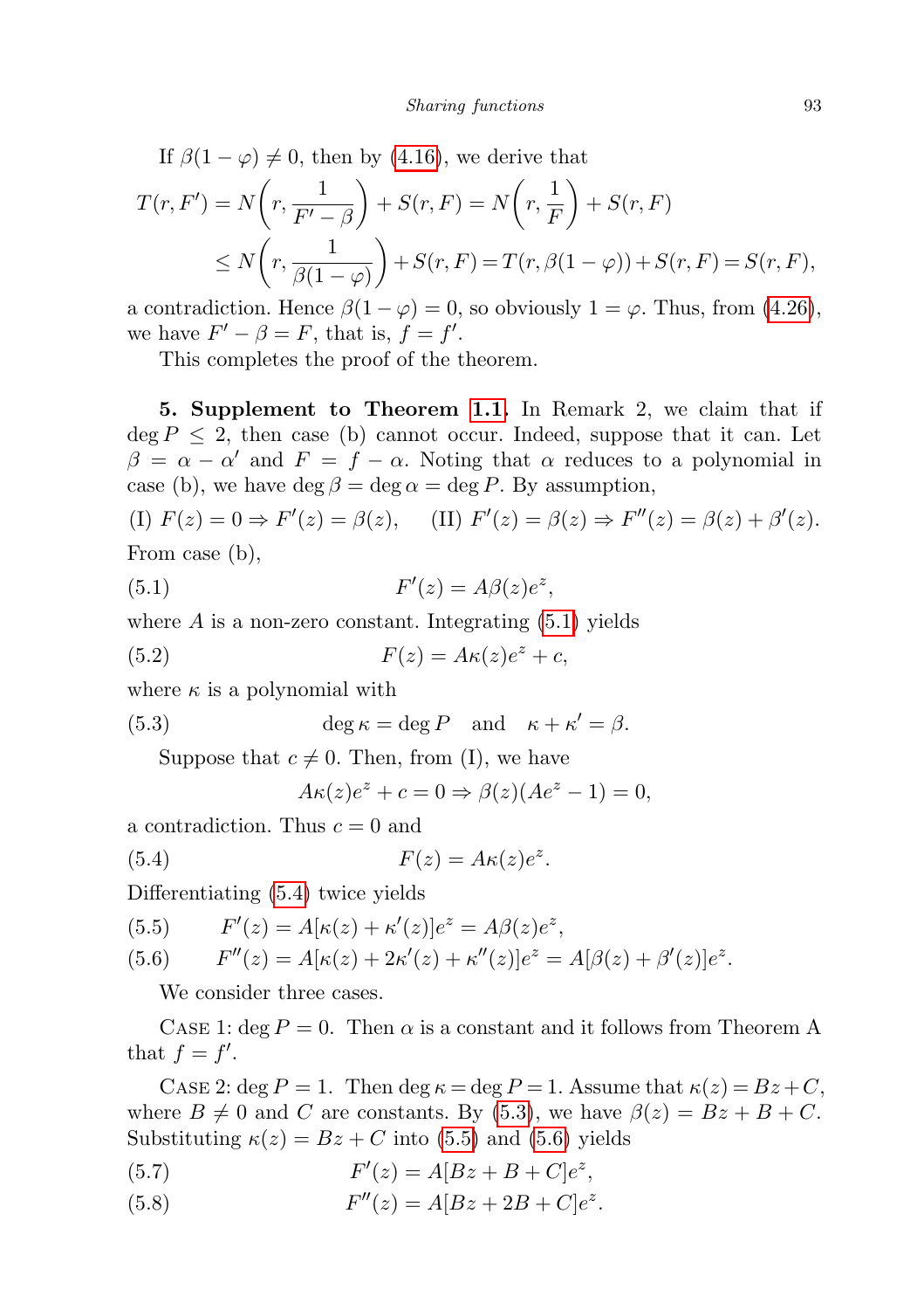If $\beta(1-\varphi) \neq 0$, then by (4.16), we derive that

$$
\begin{aligned}
T(r, F') &= N\left(r, \frac{1}{F'-\beta}\right) + S(r,F) = N\left(r, \frac{1}{F}\right) + S(r,F) \\
&\leq N\left(r, \frac{1}{\beta(1-\varphi)}\right) + S(r,F) = T(r, \beta(1-\varphi)) + S(r,F) = S(r,F),
\end{aligned}
$$

a contradiction. Hence $\beta(1-\varphi) = 0$, so obviously $1 = \varphi$. Thus, from (4.26), we have $F' - \beta = F$, that is, $f = f'$.

This completes the proof of the theorem.

**5. Supplement to Theorem 1.1.** In Remark 2, we claim that if $\deg P \leq 2$, then case (b) cannot occur. Indeed, suppose that it can. Let $\beta = \alpha - \alpha'$ and $F = f - \alpha$. Noting that $\alpha$ reduces to a polynomial in case (b), we have $\deg \beta = \deg \alpha = \deg P$. By assumption,

(I) $F(z) = 0 \Rightarrow F'(z) = \beta(z)$, (II) $F'(z) = \beta(z) \Rightarrow F''(z) = \beta(z) + \beta'(z)$.

From case (b),

$$F'(z) = A\beta(z)e^z, \tag{5.1}$$

where $A$ is a non-zero constant. Integrating (5.1) yields

$$F(z) = A\kappa(z)e^z + c, \tag{5.2}$$

where $\kappa$ is a polynomial with

$$\deg \kappa = \deg P \quad \text{and} \quad \kappa + \kappa' = \beta. \tag{5.3}$$

Suppose that $c \neq 0$. Then, from (I), we have

$$A\kappa(z)e^z + c = 0 \Rightarrow \beta(z)(Ae^z - 1) = 0,$$

a contradiction. Thus $c = 0$ and

$$F(z) = A\kappa(z)e^z. \tag{5.4}$$

Differentiating (5.4) twice yields

$$F'(z) = A[\kappa(z) + \kappa'(z)]e^z = A\beta(z)e^z, \tag{5.5}$$

$$F''(z) = A[\kappa(z) + 2\kappa'(z) + \kappa''(z)]e^z = A[\beta(z) + \beta'(z)]e^z. \tag{5.6}$$

We consider three cases.

Case 1: $\deg P = 0$. Then $\alpha$ is a constant and it follows from Theorem A that $f = f'$.

Case 2: $\deg P = 1$. Then $\deg \kappa = \deg P = 1$. Assume that $\kappa(z) = Bz + C$, where $B \neq 0$ and $C$ are constants. By (5.3), we have $\beta(z) = Bz + B + C$. Substituting $\kappa(z) = Bz + C$ into (5.5) and (5.6) yields

$$F'(z) = A[Bz + B + C]e^z, \tag{5.7}$$

$$F''(z) = A[Bz + 2B + C]e^z. \tag{5.8}$$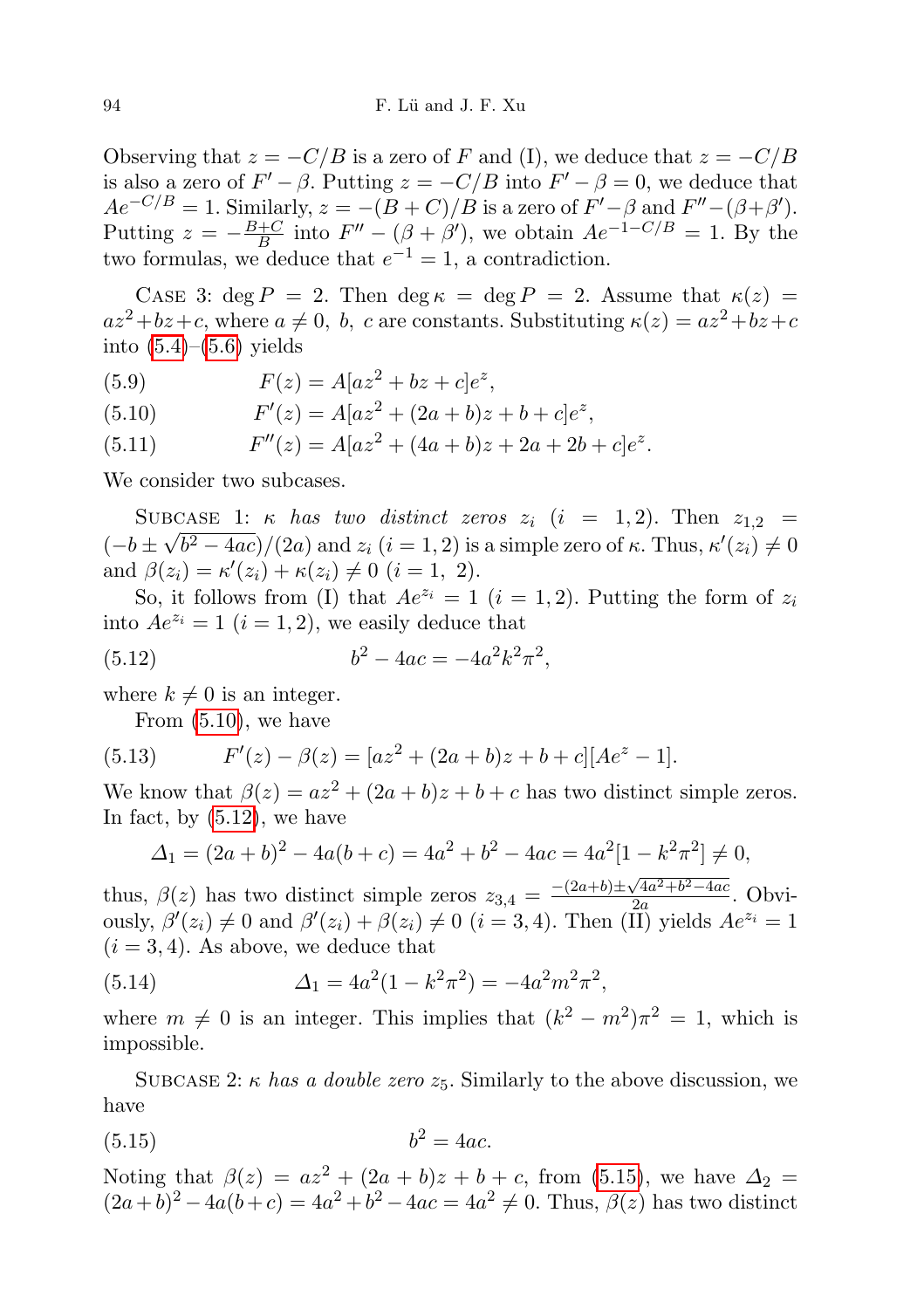Observing that $z = -C/B$ is a zero of $F$ and (I), we deduce that $z = -C/B$ is also a zero of $F' - \beta$. Putting $z = -C/B$ into $F' - \beta = 0$, we deduce that $Ae^{-C/B} = 1$. Similarly, $z = -(B+C)/B$ is a zero of $F' - \beta$ and $F'' - (\beta + \beta')$. Putting $z = -\frac{B+C}{B}$ into $F'' - (\beta + \beta')$, we obtain $Ae^{-1-C/B} = 1$. By the two formulas, we deduce that $e^{-1} = 1$, a contradiction.

Case 3: $\deg P = 2$. Then $\deg \kappa = \deg P = 2$. Assume that $\kappa(z) = az^2 + bz + c$, where $a \neq 0$, $b$, $c$ are constants. Substituting $\kappa(z) = az^2 + bz + c$ into (5.4)–(5.6) yields

$$F(z) = A[az^2 + bz + c]e^z, \tag{5.9}$$

$$F'(z) = A[az^2 + (2a+b)z + b + c]e^z, \tag{5.10}$$

$$F''(z) = A[az^2 + (4a+b)z + 2a + 2b + c]e^z. \tag{5.11}$$

We consider two subcases.

Subcase 1: *$\kappa$ has two distinct zeros $z_i$ $(i = 1, 2)$*. Then $z_{1,2} = (-b \pm \sqrt{b^2 - 4ac})/(2a)$ and $z_i$ $(i = 1, 2)$ is a simple zero of $\kappa$. Thus, $\kappa'(z_i) \neq 0$ and $\beta(z_i) = \kappa'(z_i) + \kappa(z_i) \neq 0$ $(i = 1, 2)$.

So, it follows from (I) that $Ae^{z_i} = 1$ $(i = 1, 2)$. Putting the form of $z_i$ into $Ae^{z_i} = 1$ $(i = 1, 2)$, we easily deduce that

$$b^2 - 4ac = -4a^2k^2\pi^2, \tag{5.12}$$

where $k \neq 0$ is an integer.

From (5.10), we have

$$F'(z) - \beta(z) = [az^2 + (2a+b)z + b + c][Ae^z - 1]. \tag{5.13}$$

We know that $\beta(z) = az^2 + (2a+b)z + b + c$ has two distinct simple zeros. In fact, by (5.12), we have

$$\Delta_1 = (2a+b)^2 - 4a(b+c) = 4a^2 + b^2 - 4ac = 4a^2[1 - k^2\pi^2] \neq 0,$$

thus, $\beta(z)$ has two distinct simple zeros $z_{3,4} = \frac{-(2a+b) \pm \sqrt{4a^2 + b^2 - 4ac}}{2a}$. Obviously, $\beta'(z_i) \neq 0$ and $\beta'(z_i) + \beta(z_i) \neq 0$ $(i = 3, 4)$. Then (II) yields $Ae^{z_i} = 1$ $(i = 3, 4)$. As above, we deduce that

$$\Delta_1 = 4a^2(1 - k^2\pi^2) = -4a^2m^2\pi^2, \tag{5.14}$$

where $m \neq 0$ is an integer. This implies that $(k^2 - m^2)\pi^2 = 1$, which is impossible.

Subcase 2: *$\kappa$ has a double zero $z_5$*. Similarly to the above discussion, we have

$$b^2 = 4ac. \tag{5.15}$$

Noting that $\beta(z) = az^2 + (2a+b)z + b + c$, from (5.15), we have $\Delta_2 = (2a+b)^2 - 4a(b+c) = 4a^2 + b^2 - 4ac = 4a^2 \neq 0$. Thus, $\beta(z)$ has two distinct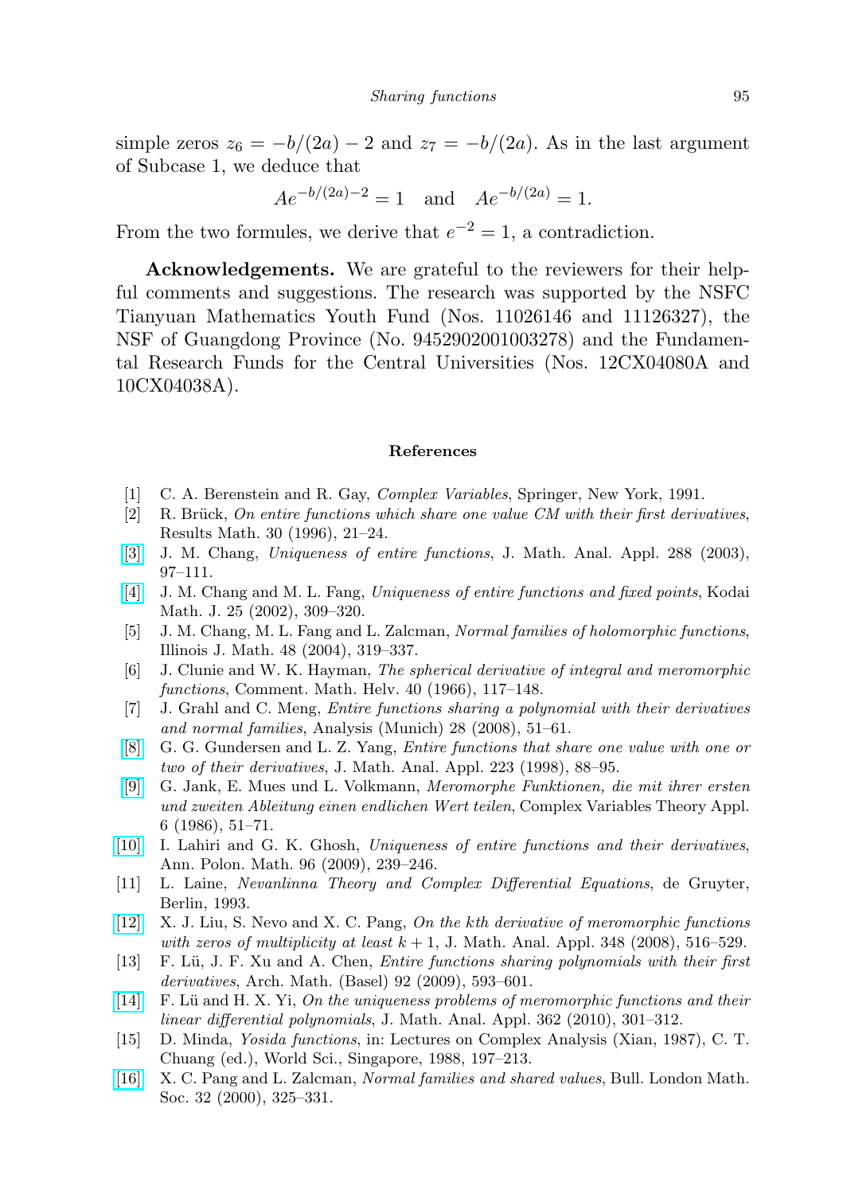simple zeros $z_6 = -b/(2a) - 2$ and $z_7 = -b/(2a)$. As in the last argument of Subcase 1, we deduce that

$$Ae^{-b/(2a)-2} = 1 \quad \text{and} \quad Ae^{-b/(2a)} = 1.$$

From the two formules, we derive that $e^{-2} = 1$, a contradiction.

**Acknowledgements.** We are grateful to the reviewers for their helpful comments and suggestions. The research was supported by the NSFC Tianyuan Mathematics Youth Fund (Nos. 11026146 and 11126327), the NSF of Guangdong Province (No. 9452902001003278) and the Fundamental Research Funds for the Central Universities (Nos. 12CX04080A and 10CX04038A).

## References

[1] C. A. Berenstein and R. Gay, *Complex Variables*, Springer, New York, 1991.

[2] R. Brück, *On entire functions which share one value CM with their first derivatives*, Results Math. 30 (1996), 21–24.

[3] J. M. Chang, *Uniqueness of entire functions*, J. Math. Anal. Appl. 288 (2003), 97–111.

[4] J. M. Chang and M. L. Fang, *Uniqueness of entire functions and fixed points*, Kodai Math. J. 25 (2002), 309–320.

[5] J. M. Chang, M. L. Fang and L. Zalcman, *Normal families of holomorphic functions*, Illinois J. Math. 48 (2004), 319–337.

[6] J. Clunie and W. K. Hayman, *The spherical derivative of integral and meromorphic functions*, Comment. Math. Helv. 40 (1966), 117–148.

[7] J. Grahl and C. Meng, *Entire functions sharing a polynomial with their derivatives and normal families*, Analysis (Munich) 28 (2008), 51–61.

[8] G. G. Gundersen and L. Z. Yang, *Entire functions that share one value with one or two of their derivatives*, J. Math. Anal. Appl. 223 (1998), 88–95.

[9] G. Jank, E. Mues und L. Volkmann, *Meromorphe Funktionen, die mit ihrer ersten und zweiten Ableitung einen endlichen Wert teilen*, Complex Variables Theory Appl. 6 (1986), 51–71.

[10] I. Lahiri and G. K. Ghosh, *Uniqueness of entire functions and their derivatives*, Ann. Polon. Math. 96 (2009), 239–246.

[11] L. Laine, *Nevanlinna Theory and Complex Differential Equations*, de Gruyter, Berlin, 1993.

[12] X. J. Liu, S. Nevo and X. C. Pang, *On the kth derivative of meromorphic functions with zeros of multiplicity at least $k+1$*, J. Math. Anal. Appl. 348 (2008), 516–529.

[13] F. Lü, J. F. Xu and A. Chen, *Entire functions sharing polynomials with their first derivatives*, Arch. Math. (Basel) 92 (2009), 593–601.

[14] F. Lü and H. X. Yi, *On the uniqueness problems of meromorphic functions and their linear differential polynomials*, J. Math. Anal. Appl. 362 (2010), 301–312.

[15] D. Minda, *Yosida functions*, in: Lectures on Complex Analysis (Xian, 1987), C. T. Chuang (ed.), World Sci., Singapore, 1988, 197–213.

[16] X. C. Pang and L. Zalcman, *Normal families and shared values*, Bull. London Math. Soc. 32 (2000), 325–331.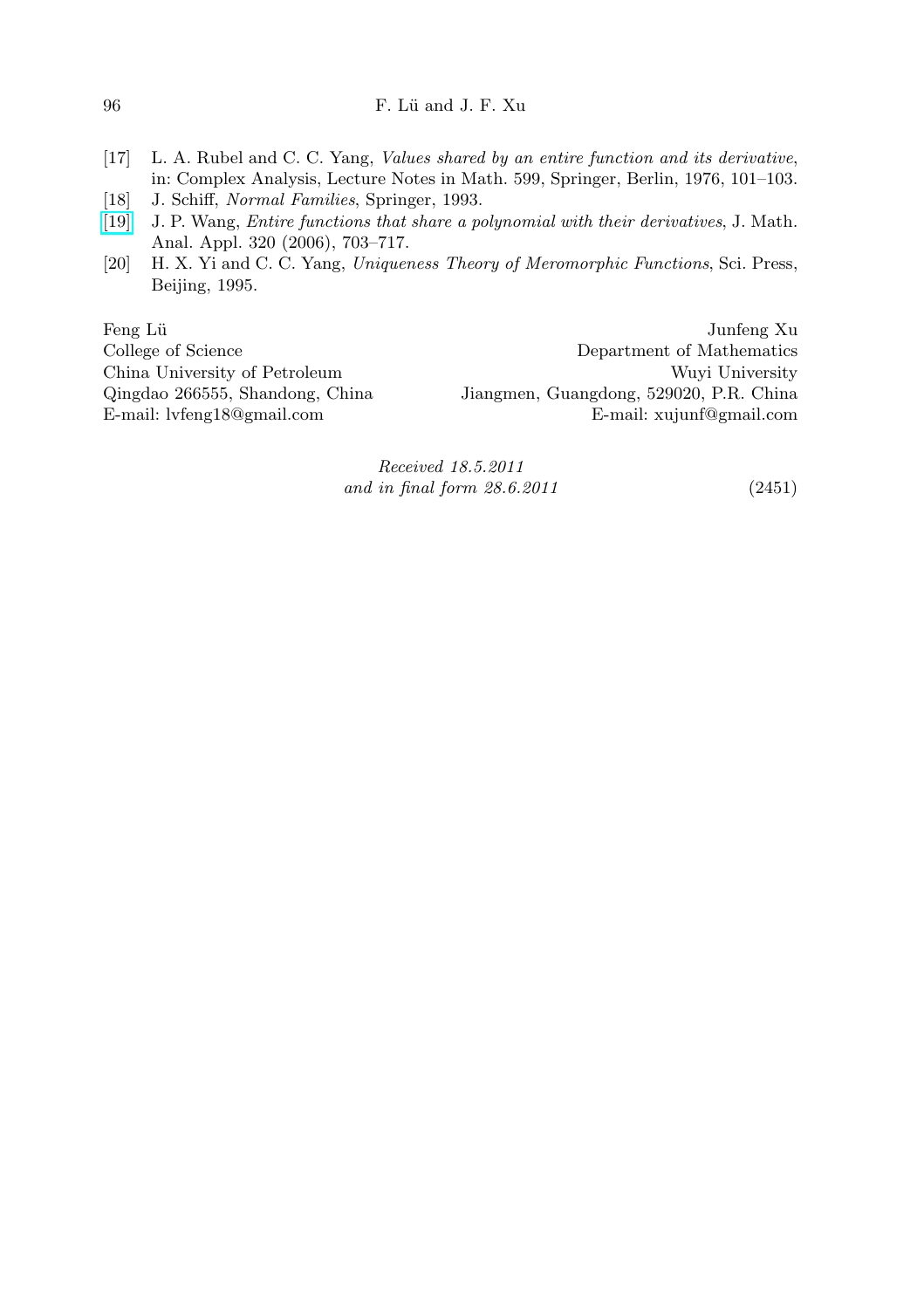[17] L. A. Rubel and C. C. Yang, *Values shared by an entire function and its derivative*, in: Complex Analysis, Lecture Notes in Math. 599, Springer, Berlin, 1976, 101–103.

[18] J. Schiff, *Normal Families*, Springer, 1993.

[19] J. P. Wang, *Entire functions that share a polynomial with their derivatives*, J. Math. Anal. Appl. 320 (2006), 703–717.

[20] H. X. Yi and C. C. Yang, *Uniqueness Theory of Meromorphic Functions*, Sci. Press, Beijing, 1995.

Feng Lü
College of Science
China University of Petroleum
Qingdao 266555, Shandong, China
E-mail: lvfeng18@gmail.com

Junfeng Xu
Department of Mathematics
Wuyi University
Jiangmen, Guangdong, 529020, P.R. China
E-mail: xujunf@gmail.com

*Received 18.5.2011*
*and in final form 28.6.2011* (2451)